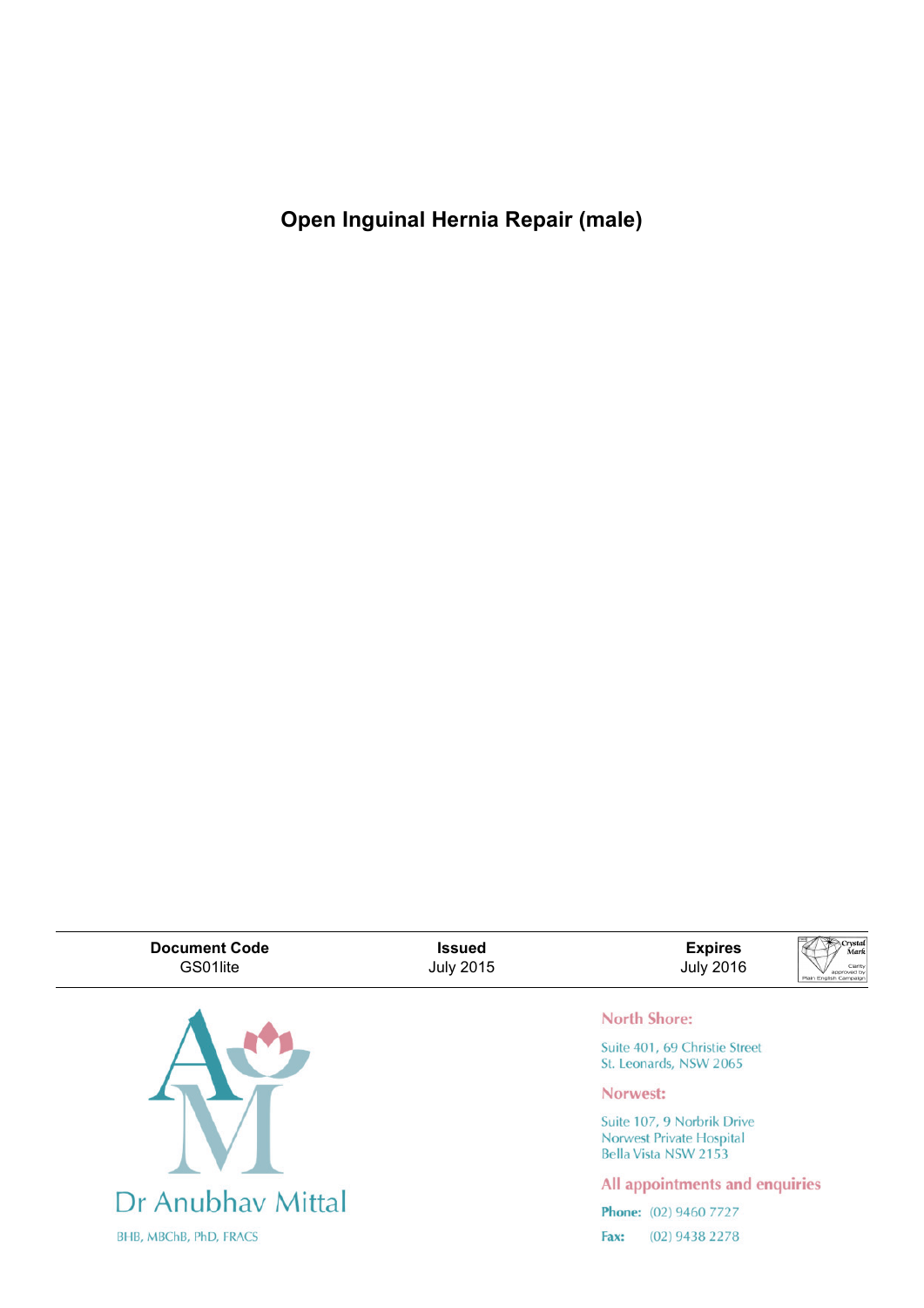# Open Inguinal Hernia Repair (male)

| Document Code | Issued | Expires |
|---|---|---|
| GS01lite | July 2015 | July 2016 |

Dr Anubhav Mittal

BHB, MBChB, PhD, FRACS

**North Shore:**

Suite 401, 69 Christie Street
St. Leonards, NSW 2065

**Norwest:**

Suite 107, 9 Norbrik Drive
Norwest Private Hospital
Bella Vista NSW 2153

**All appointments and enquiries**

**Phone:** (02) 9460 7727

**Fax:** (02) 9438 2278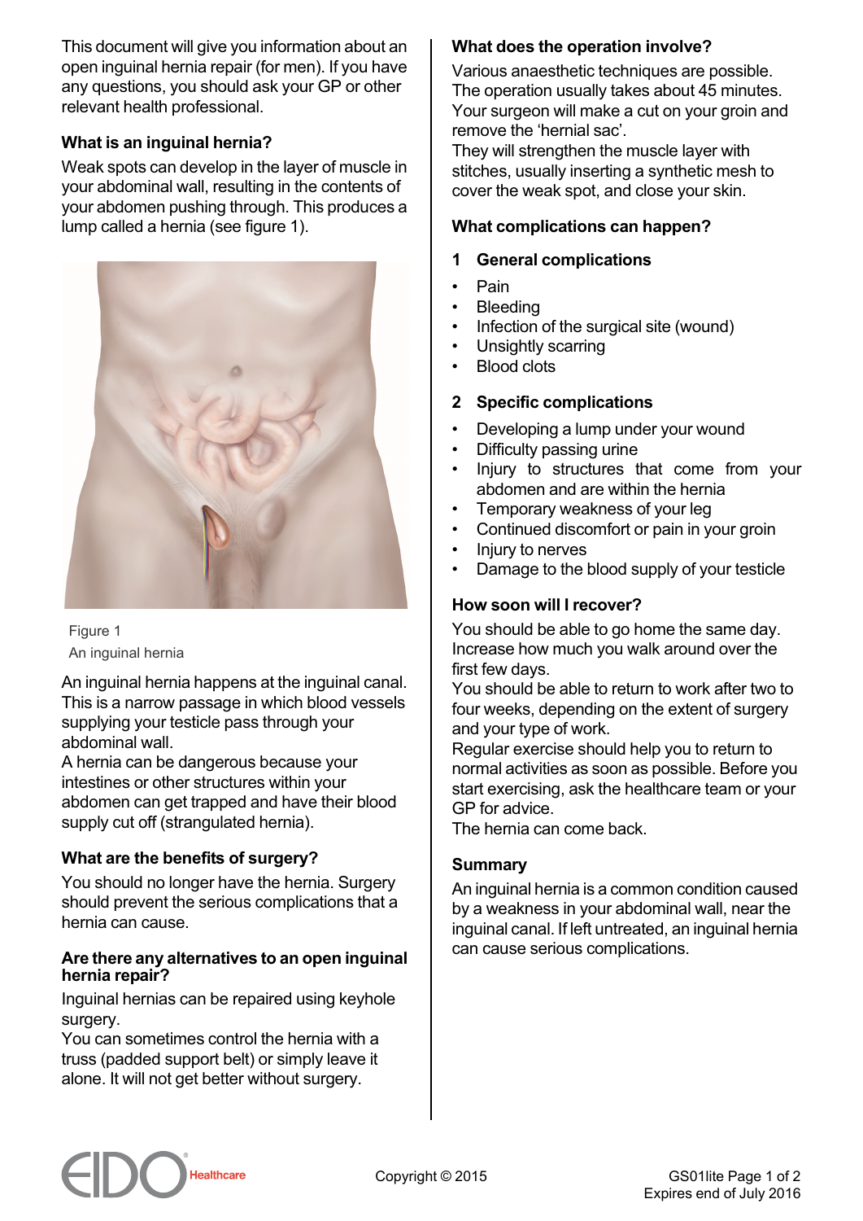This document will give you information about an open inguinal hernia repair (for men). If you have any questions, you should ask your GP or other relevant health professional.

### What is an inguinal hernia?

Weak spots can develop in the layer of muscle in your abdominal wall, resulting in the contents of your abdomen pushing through. This produces a lump called a hernia (see figure 1).

Figure 1
An inguinal hernia

An inguinal hernia happens at the inguinal canal. This is a narrow passage in which blood vessels supplying your testicle pass through your abdominal wall.

A hernia can be dangerous because your intestines or other structures within your abdomen can get trapped and have their blood supply cut off (strangulated hernia).

### What are the benefits of surgery?

You should no longer have the hernia. Surgery should prevent the serious complications that a hernia can cause.

### Are there any alternatives to an open inguinal hernia repair?

Inguinal hernias can be repaired using keyhole surgery.

You can sometimes control the hernia with a truss (padded support belt) or simply leave it alone. It will not get better without surgery.

### What does the operation involve?

Various anaesthetic techniques are possible. The operation usually takes about 45 minutes. Your surgeon will make a cut on your groin and remove the 'hernial sac'.

They will strengthen the muscle layer with stitches, usually inserting a synthetic mesh to cover the weak spot, and close your skin.

### What complications can happen?

**1 General complications**

- Pain
- Bleeding
- Infection of the surgical site (wound)
- Unsightly scarring
- Blood clots

**2 Specific complications**

- Developing a lump under your wound
- Difficulty passing urine
- Injury to structures that come from your abdomen and are within the hernia
- Temporary weakness of your leg
- Continued discomfort or pain in your groin
- Injury to nerves
- Damage to the blood supply of your testicle

### How soon will I recover?

You should be able to go home the same day. Increase how much you walk around over the first few days.

You should be able to return to work after two to four weeks, depending on the extent of surgery and your type of work.

Regular exercise should help you to return to normal activities as soon as possible. Before you start exercising, ask the healthcare team or your GP for advice.

The hernia can come back.

### Summary

An inguinal hernia is a common condition caused by a weakness in your abdominal wall, near the inguinal canal. If left untreated, an inguinal hernia can cause serious complications.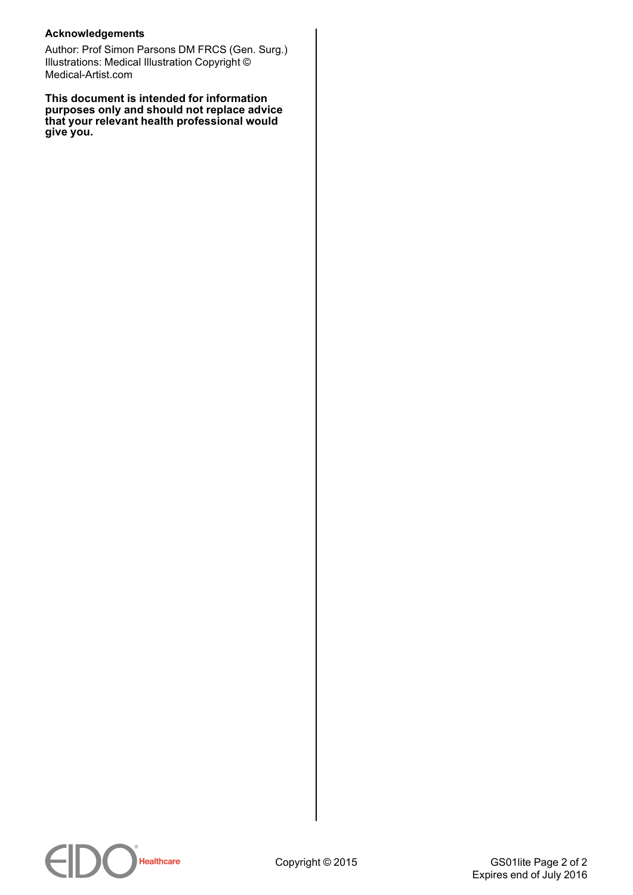**Acknowledgements**

Author: Prof Simon Parsons DM FRCS (Gen. Surg.)
Illustrations: Medical Illustration Copyright © Medical-Artist.com

**This document is intended for information purposes only and should not replace advice that your relevant health professional would give you.**

Copyright © 2015

GS01lite
Expires end of July 2016